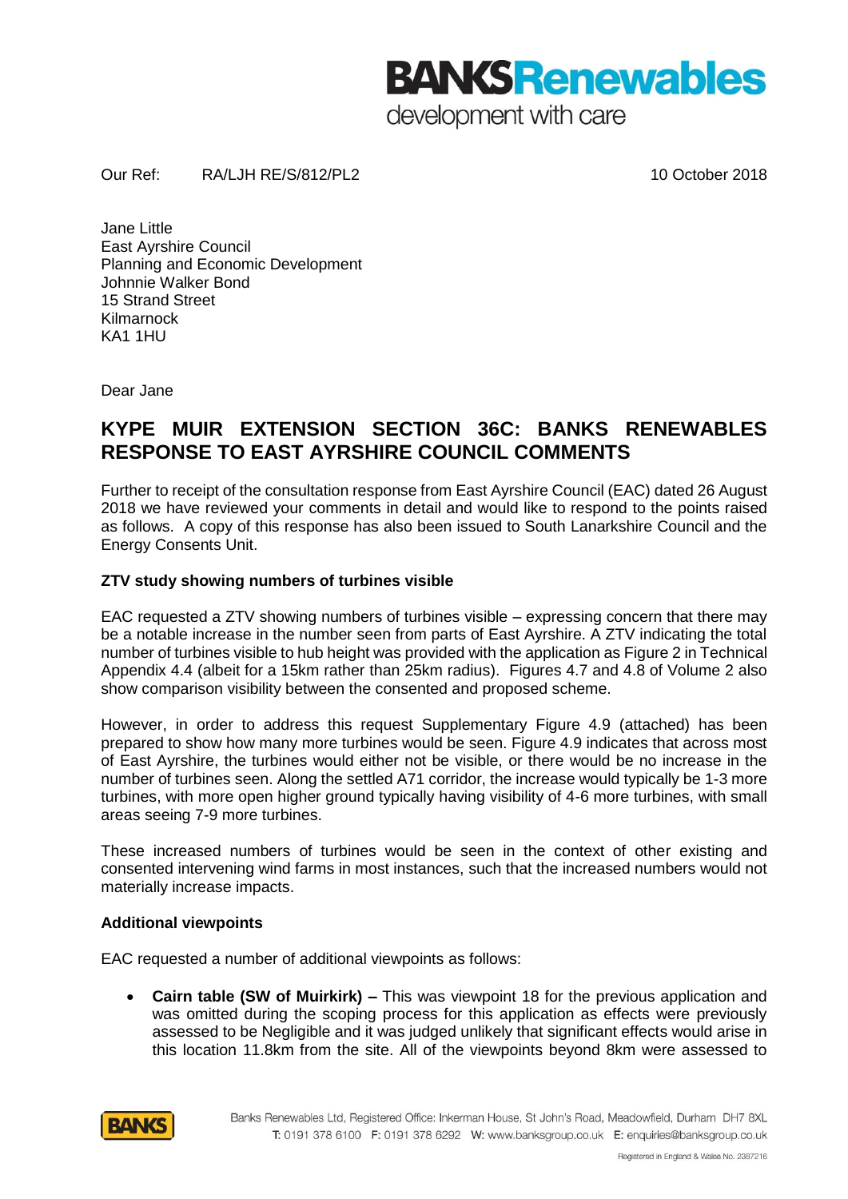Our Ref: RA/LJH RE/S/812/PL2 10 October 2018

Jane Little
East Ayrshire Council
Planning and Economic Development
Johnnie Walker Bond
15 Strand Street
Kilmarnock
KA1 1HU

Dear Jane

# KYPE MUIR EXTENSION SECTION 36C: BANKS RENEWABLES RESPONSE TO EAST AYRSHIRE COUNCIL COMMENTS

Further to receipt of the consultation response from East Ayrshire Council (EAC) dated 26 August 2018 we have reviewed your comments in detail and would like to respond to the points raised as follows. A copy of this response has also been issued to South Lanarkshire Council and the Energy Consents Unit.

**ZTV study showing numbers of turbines visible**

EAC requested a ZTV showing numbers of turbines visible – expressing concern that there may be a notable increase in the number seen from parts of East Ayrshire. A ZTV indicating the total number of turbines visible to hub height was provided with the application as Figure 2 in Technical Appendix 4.4 (albeit for a 15km rather than 25km radius). Figures 4.7 and 4.8 of Volume 2 also show comparison visibility between the consented and proposed scheme.

However, in order to address this request Supplementary Figure 4.9 (attached) has been prepared to show how many more turbines would be seen. Figure 4.9 indicates that across most of East Ayrshire, the turbines would either not be visible, or there would be no increase in the number of turbines seen. Along the settled A71 corridor, the increase would typically be 1-3 more turbines, with more open higher ground typically having visibility of 4-6 more turbines, with small areas seeing 7-9 more turbines.

These increased numbers of turbines would be seen in the context of other existing and consented intervening wind farms in most instances, such that the increased numbers would not materially increase impacts.

**Additional viewpoints**

EAC requested a number of additional viewpoints as follows:

- **Cairn table (SW of Muirkirk) –** This was viewpoint 18 for the previous application and was omitted during the scoping process for this application as effects were previously assessed to be Negligible and it was judged unlikely that significant effects would arise in this location 11.8km from the site. All of the viewpoints beyond 8km were assessed to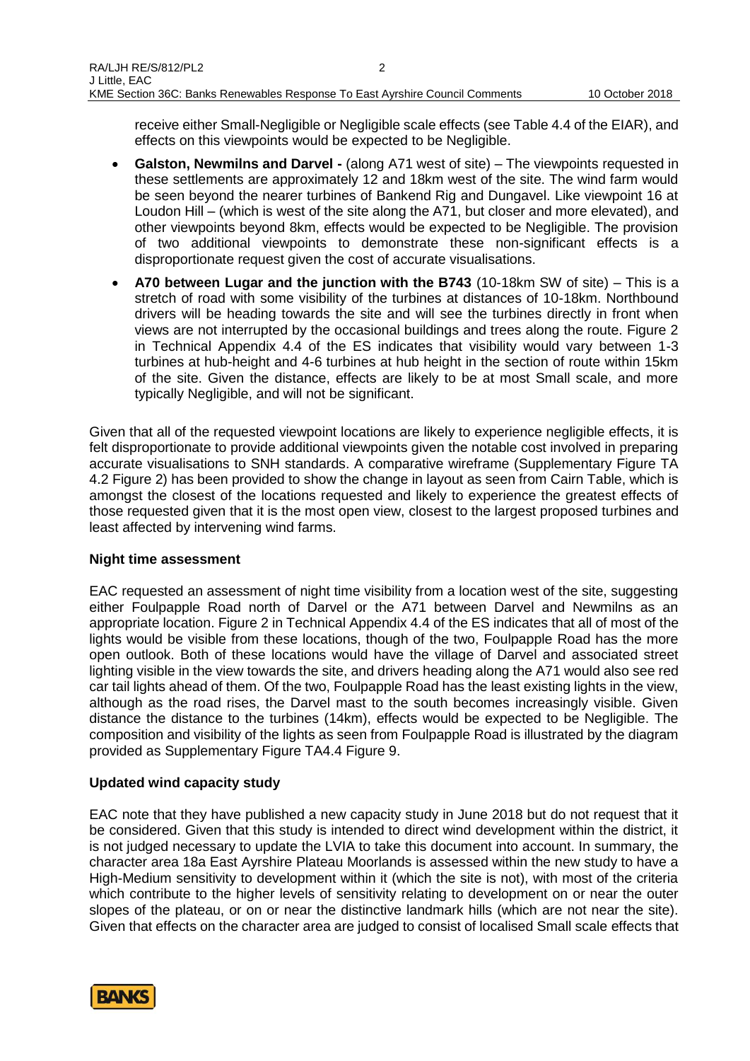receive either Small-Negligible or Negligible scale effects (see Table 4.4 of the EIAR), and effects on this viewpoints would be expected to be Negligible.

- **Galston, Newmilns and Darvel -** (along A71 west of site) – The viewpoints requested in these settlements are approximately 12 and 18km west of the site. The wind farm would be seen beyond the nearer turbines of Bankend Rig and Dungavel. Like viewpoint 16 at Loudon Hill – (which is west of the site along the A71, but closer and more elevated), and other viewpoints beyond 8km, effects would be expected to be Negligible. The provision of two additional viewpoints to demonstrate these non-significant effects is a disproportionate request given the cost of accurate visualisations.
- **A70 between Lugar and the junction with the B743** (10-18km SW of site) – This is a stretch of road with some visibility of the turbines at distances of 10-18km. Northbound drivers will be heading towards the site and will see the turbines directly in front when views are not interrupted by the occasional buildings and trees along the route. Figure 2 in Technical Appendix 4.4 of the ES indicates that visibility would vary between 1-3 turbines at hub-height and 4-6 turbines at hub height in the section of route within 15km of the site. Given the distance, effects are likely to be at most Small scale, and more typically Negligible, and will not be significant.

Given that all of the requested viewpoint locations are likely to experience negligible effects, it is felt disproportionate to provide additional viewpoints given the notable cost involved in preparing accurate visualisations to SNH standards. A comparative wireframe (Supplementary Figure TA 4.2 Figure 2) has been provided to show the change in layout as seen from Cairn Table, which is amongst the closest of the locations requested and likely to experience the greatest effects of those requested given that it is the most open view, closest to the largest proposed turbines and least affected by intervening wind farms.

### Night time assessment

EAC requested an assessment of night time visibility from a location west of the site, suggesting either Foulpapple Road north of Darvel or the A71 between Darvel and Newmilns as an appropriate location. Figure 2 in Technical Appendix 4.4 of the ES indicates that all of most of the lights would be visible from these locations, though of the two, Foulpapple Road has the more open outlook. Both of these locations would have the village of Darvel and associated street lighting visible in the view towards the site, and drivers heading along the A71 would also see red car tail lights ahead of them. Of the two, Foulpapple Road has the least existing lights in the view, although as the road rises, the Darvel mast to the south becomes increasingly visible. Given distance the distance to the turbines (14km), effects would be expected to be Negligible. The composition and visibility of the lights as seen from Foulpapple Road is illustrated by the diagram provided as Supplementary Figure TA4.4 Figure 9.

### Updated wind capacity study

EAC note that they have published a new capacity study in June 2018 but do not request that it be considered. Given that this study is intended to direct wind development within the district, it is not judged necessary to update the LVIA to take this document into account. In summary, the character area 18a East Ayrshire Plateau Moorlands is assessed within the new study to have a High-Medium sensitivity to development within it (which the site is not), with most of the criteria which contribute to the higher levels of sensitivity relating to development on or near the outer slopes of the plateau, or on or near the distinctive landmark hills (which are not near the site). Given that effects on the character area are judged to consist of localised Small scale effects that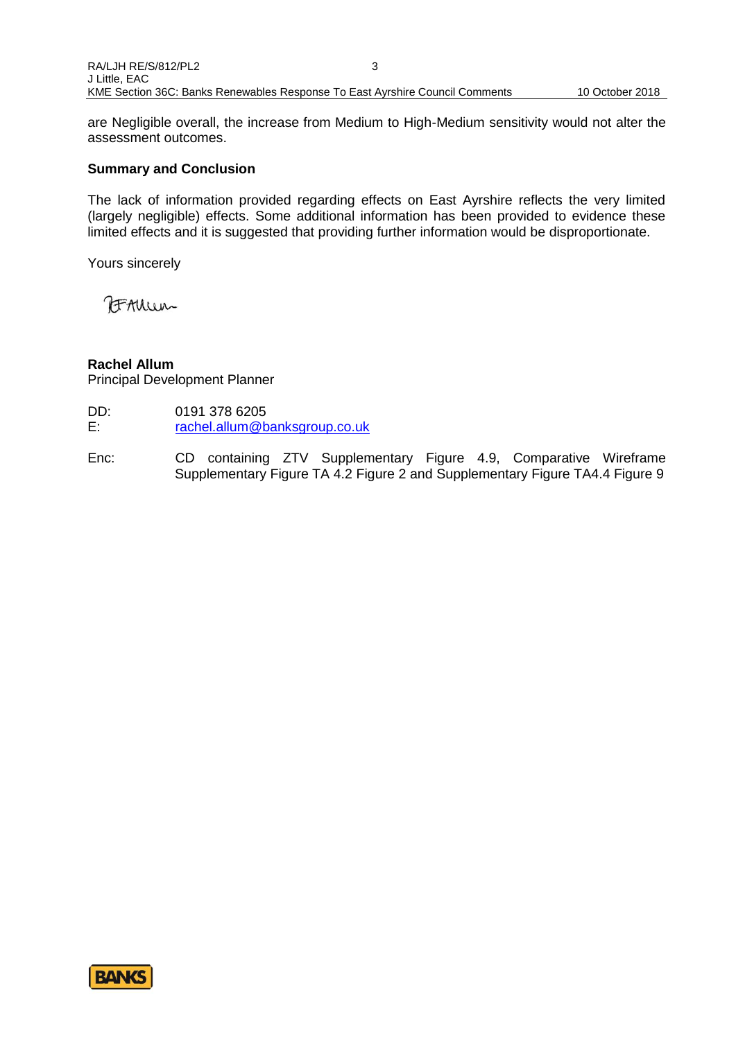are Negligible overall, the increase from Medium to High-Medium sensitivity would not alter the assessment outcomes.

**Summary and Conclusion**

The lack of information provided regarding effects on East Ayrshire reflects the very limited (largely negligible) effects. Some additional information has been provided to evidence these limited effects and it is suggested that providing further information would be disproportionate.

Yours sincerely

**Rachel Allum**
Principal Development Planner

DD: 0191 378 6205
E: rachel.allum@banksgroup.co.uk

Enc: CD containing ZTV Supplementary Figure 4.9, Comparative Wireframe Supplementary Figure TA 4.2 Figure 2 and Supplementary Figure TA4.4 Figure 9